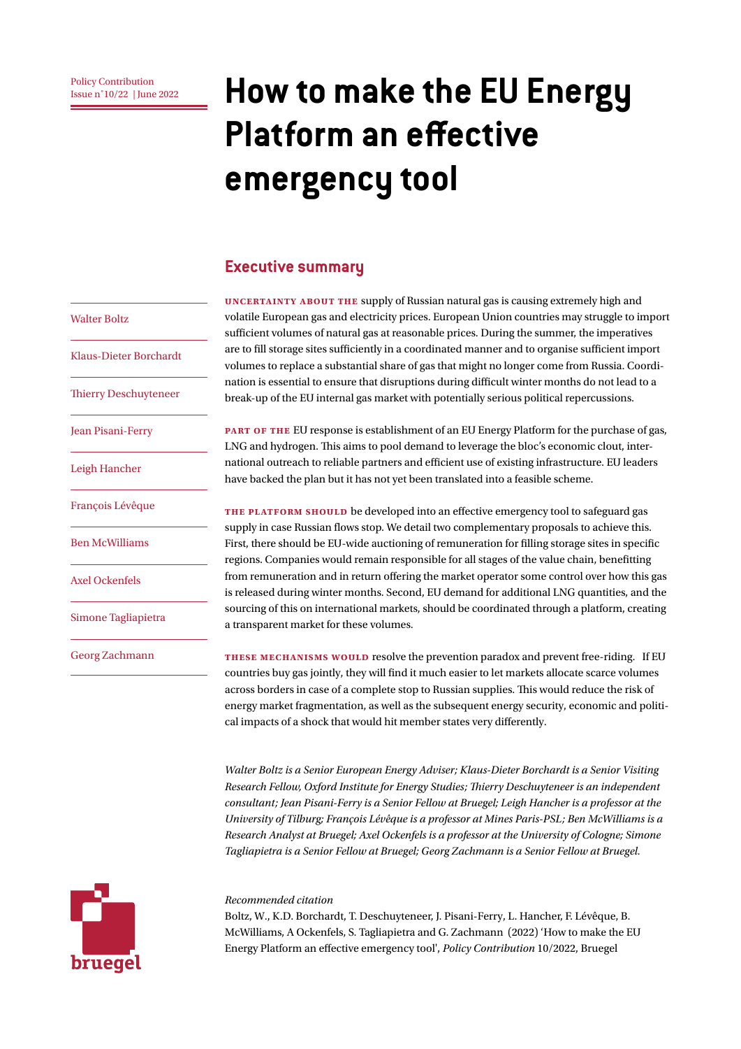Policy Contribution
Issue n˚10/22 | June 2022

# How to make the EU Energy Platform an effective emergency tool

Walter Boltz

Klaus-Dieter Borchardt

Thierry Deschuyteneer

Jean Pisani-Ferry

Leigh Hancher

François Lévêque

Ben McWilliams

Axel Ockenfels

Simone Tagliapietra

Georg Zachmann

## Executive summary

**UNCERTAINTY ABOUT THE** supply of Russian natural gas is causing extremely high and volatile European gas and electricity prices. European Union countries may struggle to import sufficient volumes of natural gas at reasonable prices. During the summer, the imperatives are to fill storage sites sufficiently in a coordinated manner and to organise sufficient import volumes to replace a substantial share of gas that might no longer come from Russia. Coordination is essential to ensure that disruptions during difficult winter months do not lead to a break-up of the EU internal gas market with potentially serious political repercussions.

**PART OF THE** EU response is establishment of an EU Energy Platform for the purchase of gas, LNG and hydrogen. This aims to pool demand to leverage the bloc's economic clout, international outreach to reliable partners and efficient use of existing infrastructure. EU leaders have backed the plan but it has not yet been translated into a feasible scheme.

**THE PLATFORM SHOULD** be developed into an effective emergency tool to safeguard gas supply in case Russian flows stop. We detail two complementary proposals to achieve this. First, there should be EU-wide auctioning of remuneration for filling storage sites in specific regions. Companies would remain responsible for all stages of the value chain, benefitting from remuneration and in return offering the market operator some control over how this gas is released during winter months. Second, EU demand for additional LNG quantities, and the sourcing of this on international markets, should be coordinated through a platform, creating a transparent market for these volumes.

**THESE MECHANISMS WOULD** resolve the prevention paradox and prevent free-riding. If EU countries buy gas jointly, they will find it much easier to let markets allocate scarce volumes across borders in case of a complete stop to Russian supplies. This would reduce the risk of energy market fragmentation, as well as the subsequent energy security, economic and political impacts of a shock that would hit member states very differently.

*Walter Boltz is a Senior European Energy Adviser; Klaus-Dieter Borchardt is a Senior Visiting Research Fellow, Oxford Institute for Energy Studies; Thierry Deschuyteneer is an independent consultant; Jean Pisani-Ferry is a Senior Fellow at Bruegel; Leigh Hancher is a professor at the University of Tilburg; François Lévêque is a professor at Mines Paris-PSL; Ben McWilliams is a Research Analyst at Bruegel; Axel Ockenfels is a professor at the University of Cologne; Simone Tagliapietra is a Senior Fellow at Bruegel; Georg Zachmann is a Senior Fellow at Bruegel.*

*Recommended citation*

Boltz, W., K.D. Borchardt, T. Deschuyteneer, J. Pisani-Ferry, L. Hancher, F. Lévêque, B. McWilliams, A Ockenfels, S. Tagliapietra and G. Zachmann (2022) 'How to make the EU Energy Platform an effective emergency tool', *Policy Contribution* 10/2022, Bruegel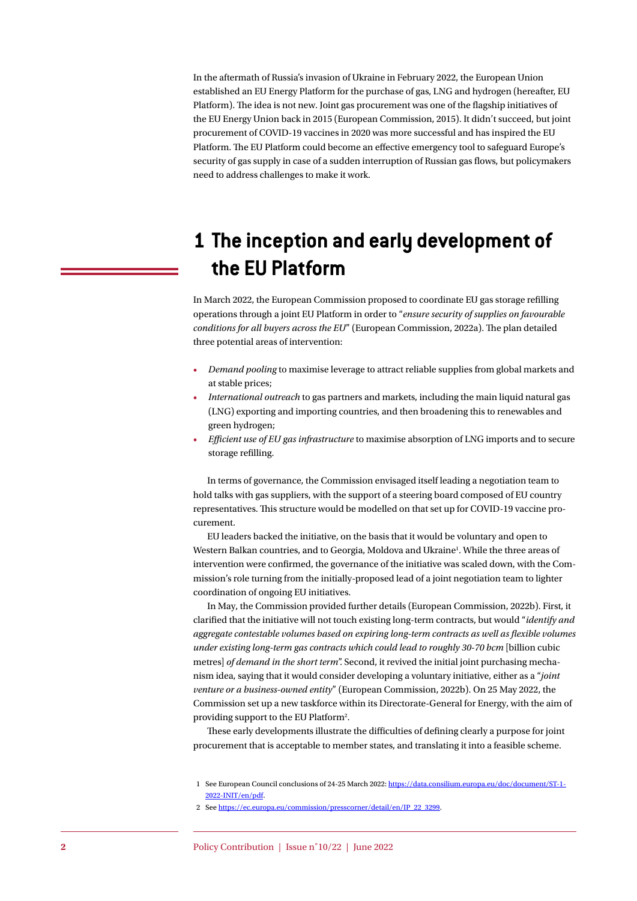In the aftermath of Russia's invasion of Ukraine in February 2022, the European Union established an EU Energy Platform for the purchase of gas, LNG and hydrogen (hereafter, EU Platform). The idea is not new. Joint gas procurement was one of the flagship initiatives of the EU Energy Union back in 2015 (European Commission, 2015). It didn't succeed, but joint procurement of COVID-19 vaccines in 2020 was more successful and has inspired the EU Platform. The EU Platform could become an effective emergency tool to safeguard Europe's security of gas supply in case of a sudden interruption of Russian gas flows, but policymakers need to address challenges to make it work.

# 1 The inception and early development of the EU Platform

In March 2022, the European Commission proposed to coordinate EU gas storage refilling operations through a joint EU Platform in order to "*ensure security of supplies on favourable conditions for all buyers across the EU*" (European Commission, 2022a). The plan detailed three potential areas of intervention:

- *Demand pooling* to maximise leverage to attract reliable supplies from global markets and at stable prices;
- *International outreach* to gas partners and markets, including the main liquid natural gas (LNG) exporting and importing countries, and then broadening this to renewables and green hydrogen;
- *Efficient use of EU gas infrastructure* to maximise absorption of LNG imports and to secure storage refilling.

In terms of governance, the Commission envisaged itself leading a negotiation team to hold talks with gas suppliers, with the support of a steering board composed of EU country representatives. This structure would be modelled on that set up for COVID-19 vaccine procurement.

EU leaders backed the initiative, on the basis that it would be voluntary and open to Western Balkan countries, and to Georgia, Moldova and Ukraine[1]. While the three areas of intervention were confirmed, the governance of the initiative was scaled down, with the Commission's role turning from the initially-proposed lead of a joint negotiation team to lighter coordination of ongoing EU initiatives.

In May, the Commission provided further details (European Commission, 2022b). First, it clarified that the initiative will not touch existing long-term contracts, but would "*identify and aggregate contestable volumes based on expiring long-term contracts as well as flexible volumes under existing long-term gas contracts which could lead to roughly 30-70 bcm* [billion cubic metres] *of demand in the short term*". Second, it revived the initial joint purchasing mechanism idea, saying that it would consider developing a voluntary initiative, either as a "*joint venture or a business-owned entity*" (European Commission, 2022b). On 25 May 2022, the Commission set up a new taskforce within its Directorate-General for Energy, with the aim of providing support to the EU Platform[2].

These early developments illustrate the difficulties of defining clearly a purpose for joint procurement that is acceptable to member states, and translating it into a feasible scheme.

1 See European Council conclusions of 24-25 March 2022: https://data.consilium.europa.eu/doc/document/ST-1-2022-INIT/en/pdf.

2 See https://ec.europa.eu/commission/presscorner/detail/en/IP_22_3299.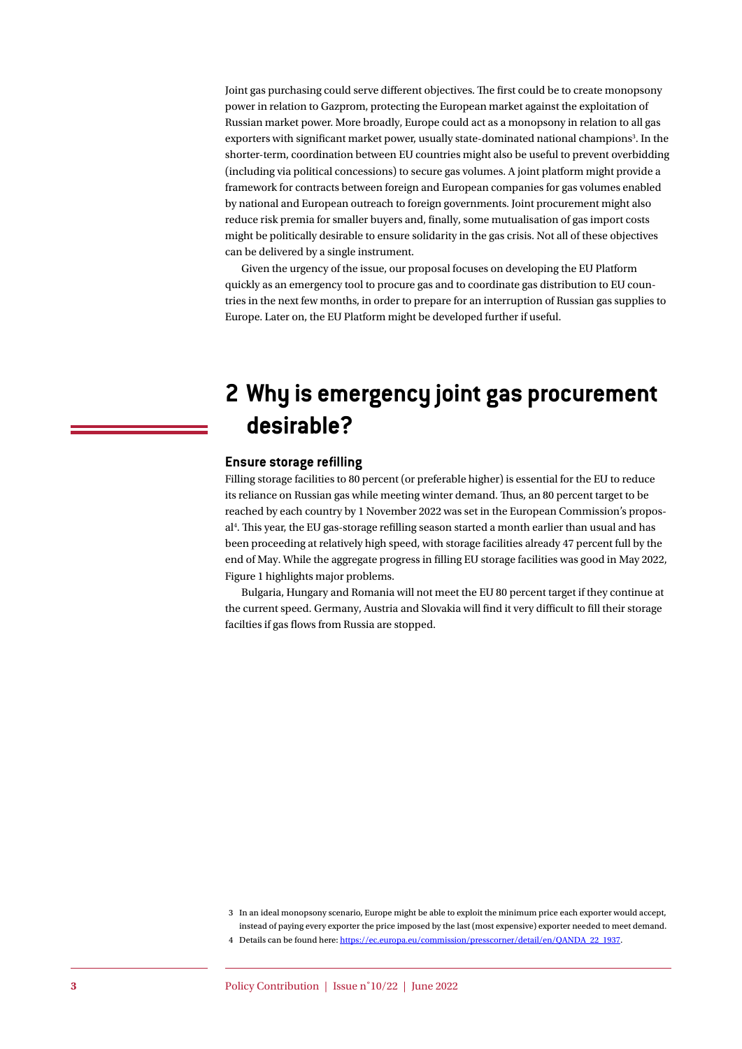Joint gas purchasing could serve different objectives. The first could be to create monopsony power in relation to Gazprom, protecting the European market against the exploitation of Russian market power. More broadly, Europe could act as a monopsony in relation to all gas exporters with significant market power, usually state-dominated national champions[3]. In the shorter-term, coordination between EU countries might also be useful to prevent overbidding (including via political concessions) to secure gas volumes. A joint platform might provide a framework for contracts between foreign and European companies for gas volumes enabled by national and European outreach to foreign governments. Joint procurement might also reduce risk premia for smaller buyers and, finally, some mutualisation of gas import costs might be politically desirable to ensure solidarity in the gas crisis. Not all of these objectives can be delivered by a single instrument.

Given the urgency of the issue, our proposal focuses on developing the EU Platform quickly as an emergency tool to procure gas and to coordinate gas distribution to EU countries in the next few months, in order to prepare for an interruption of Russian gas supplies to Europe. Later on, the EU Platform might be developed further if useful.

## 2 Why is emergency joint gas procurement desirable?

### Ensure storage refilling

Filling storage facilities to 80 percent (or preferable higher) is essential for the EU to reduce its reliance on Russian gas while meeting winter demand. Thus, an 80 percent target to be reached by each country by 1 November 2022 was set in the European Commission's proposal[4]. This year, the EU gas-storage refilling season started a month earlier than usual and has been proceeding at relatively high speed, with storage facilities already 47 percent full by the end of May. While the aggregate progress in filling EU storage facilities was good in May 2022, Figure 1 highlights major problems.

Bulgaria, Hungary and Romania will not meet the EU 80 percent target if they continue at the current speed. Germany, Austria and Slovakia will find it very difficult to fill their storage facilties if gas flows from Russia are stopped.

---

3 In an ideal monopsony scenario, Europe might be able to exploit the minimum price each exporter would accept, instead of paying every exporter the price imposed by the last (most expensive) exporter needed to meet demand.

4 Details can be found here: https://ec.europa.eu/commission/presscorner/detail/en/QANDA_22_1937.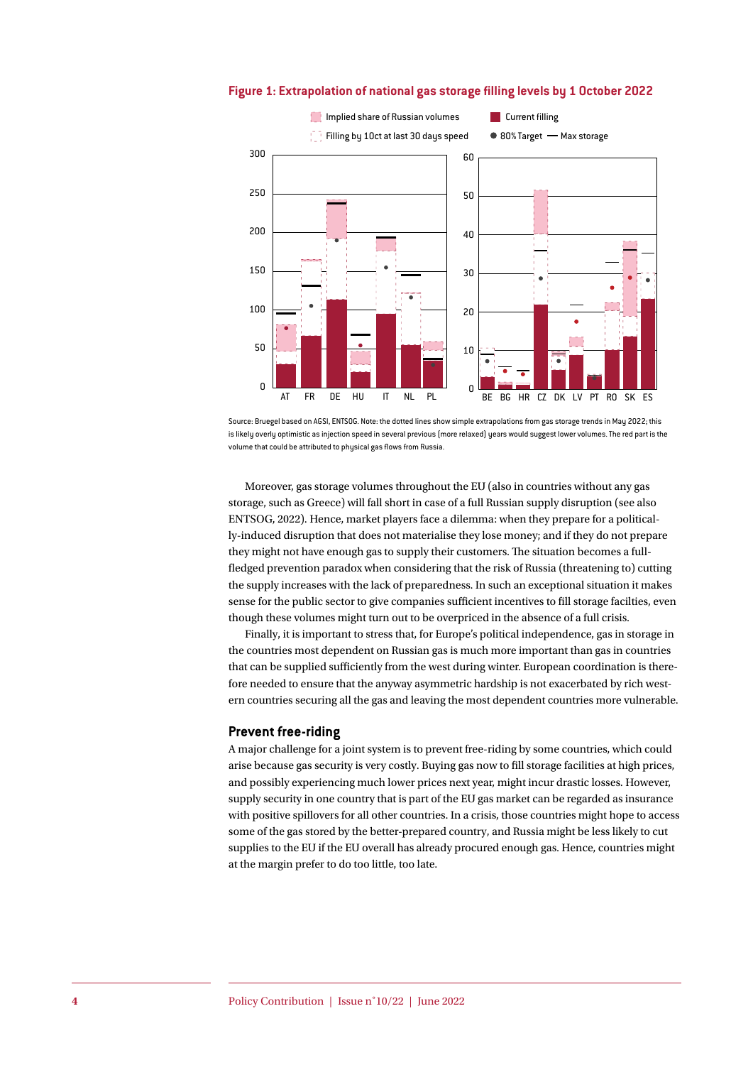**Figure 1: Extrapolation of national gas storage filling levels by 1 October 2022**

Source: Bruegel based on AGSI, ENTSOG. Note: the dotted lines show simple extrapolations from gas storage trends in May 2022; this is likely overly optimistic as injection speed in several previous (more relaxed) years would suggest lower volumes. The red part is the volume that could be attributed to physical gas flows from Russia.

Moreover, gas storage volumes throughout the EU (also in countries without any gas storage, such as Greece) will fall short in case of a full Russian supply disruption (see also ENTSOG, 2022). Hence, market players face a dilemma: when they prepare for a politically-induced disruption that does not materialise they lose money; and if they do not prepare they might not have enough gas to supply their customers. The situation becomes a full-fledged prevention paradox when considering that the risk of Russia (threatening to) cutting the supply increases with the lack of preparedness. In such an exceptional situation it makes sense for the public sector to give companies sufficient incentives to fill storage facilties, even though these volumes might turn out to be overpriced in the absence of a full crisis.

Finally, it is important to stress that, for Europe's political independence, gas in storage in the countries most dependent on Russian gas is much more important than gas in countries that can be supplied sufficiently from the west during winter. European coordination is therefore needed to ensure that the anyway asymmetric hardship is not exacerbated by rich western countries securing all the gas and leaving the most dependent countries more vulnerable.

## Prevent free-riding

A major challenge for a joint system is to prevent free-riding by some countries, which could arise because gas security is very costly. Buying gas now to fill storage facilities at high prices, and possibly experiencing much lower prices next year, might incur drastic losses. However, supply security in one country that is part of the EU gas market can be regarded as insurance with positive spillovers for all other countries. In a crisis, those countries might hope to access some of the gas stored by the better-prepared country, and Russia might be less likely to cut supplies to the EU if the EU overall has already procured enough gas. Hence, countries might at the margin prefer to do too little, too late.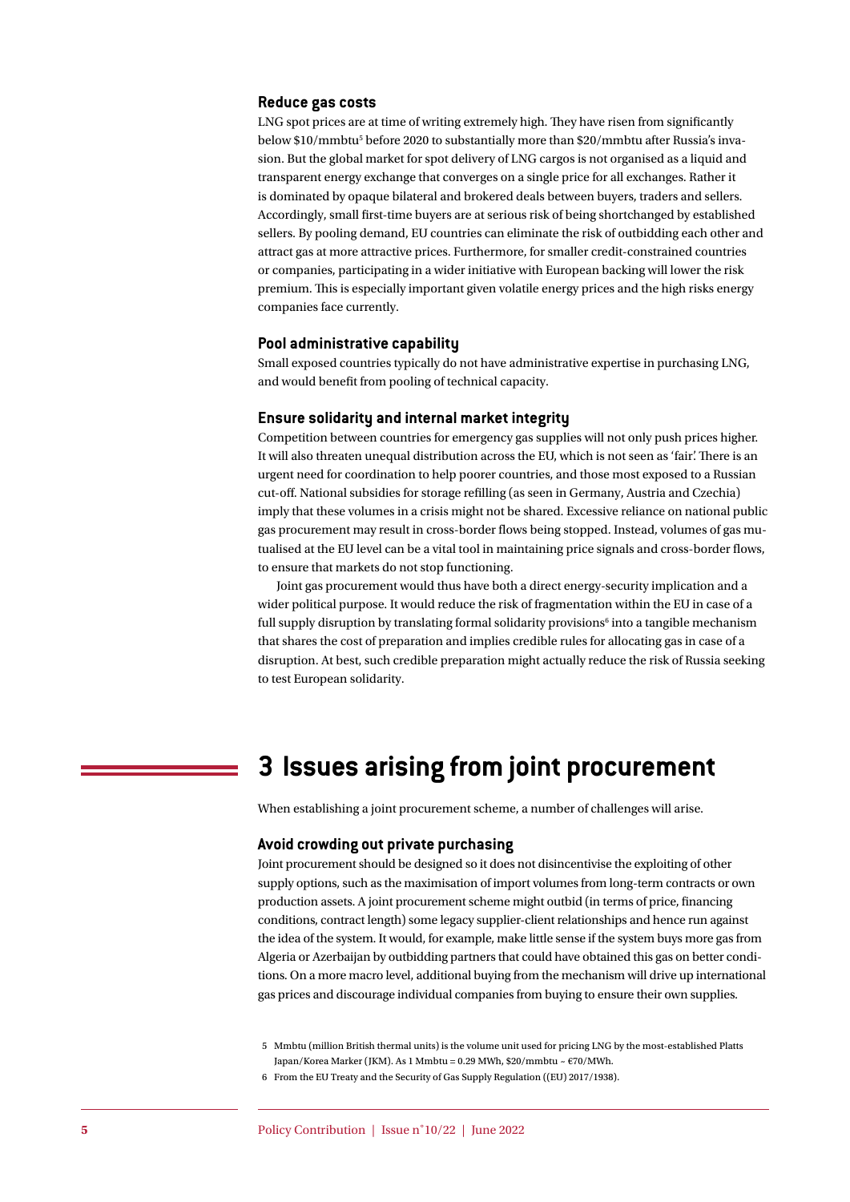### Reduce gas costs

LNG spot prices are at time of writing extremely high. They have risen from significantly below \$10/mmbtu[5] before 2020 to substantially more than \$20/mmbtu after Russia's invasion. But the global market for spot delivery of LNG cargos is not organised as a liquid and transparent energy exchange that converges on a single price for all exchanges. Rather it is dominated by opaque bilateral and brokered deals between buyers, traders and sellers. Accordingly, small first-time buyers are at serious risk of being shortchanged by established sellers. By pooling demand, EU countries can eliminate the risk of outbidding each other and attract gas at more attractive prices. Furthermore, for smaller credit-constrained countries or companies, participating in a wider initiative with European backing will lower the risk premium. This is especially important given volatile energy prices and the high risks energy companies face currently.

### Pool administrative capability

Small exposed countries typically do not have administrative expertise in purchasing LNG, and would benefit from pooling of technical capacity.

### Ensure solidarity and internal market integrity

Competition between countries for emergency gas supplies will not only push prices higher. It will also threaten unequal distribution across the EU, which is not seen as 'fair'. There is an urgent need for coordination to help poorer countries, and those most exposed to a Russian cut-off. National subsidies for storage refilling (as seen in Germany, Austria and Czechia) imply that these volumes in a crisis might not be shared. Excessive reliance on national public gas procurement may result in cross-border flows being stopped. Instead, volumes of gas mutualised at the EU level can be a vital tool in maintaining price signals and cross-border flows, to ensure that markets do not stop functioning.

Joint gas procurement would thus have both a direct energy-security implication and a wider political purpose. It would reduce the risk of fragmentation within the EU in case of a full supply disruption by translating formal solidarity provisions[6] into a tangible mechanism that shares the cost of preparation and implies credible rules for allocating gas in case of a disruption. At best, such credible preparation might actually reduce the risk of Russia seeking to test European solidarity.

# 3 Issues arising from joint procurement

When establishing a joint procurement scheme, a number of challenges will arise.

### Avoid crowding out private purchasing

Joint procurement should be designed so it does not disincentivise the exploiting of other supply options, such as the maximisation of import volumes from long-term contracts or own production assets. A joint procurement scheme might outbid (in terms of price, financing conditions, contract length) some legacy supplier-client relationships and hence run against the idea of the system. It would, for example, make little sense if the system buys more gas from Algeria or Azerbaijan by outbidding partners that could have obtained this gas on better conditions. On a more macro level, additional buying from the mechanism will drive up international gas prices and discourage individual companies from buying to ensure their own supplies.

5 Mmbtu (million British thermal units) is the volume unit used for pricing LNG by the most-established Platts Japan/Korea Marker (JKM). As 1 Mmbtu = 0.29 MWh, \$20/mmbtu ~ €70/MWh.

6 From the EU Treaty and the Security of Gas Supply Regulation ((EU) 2017/1938).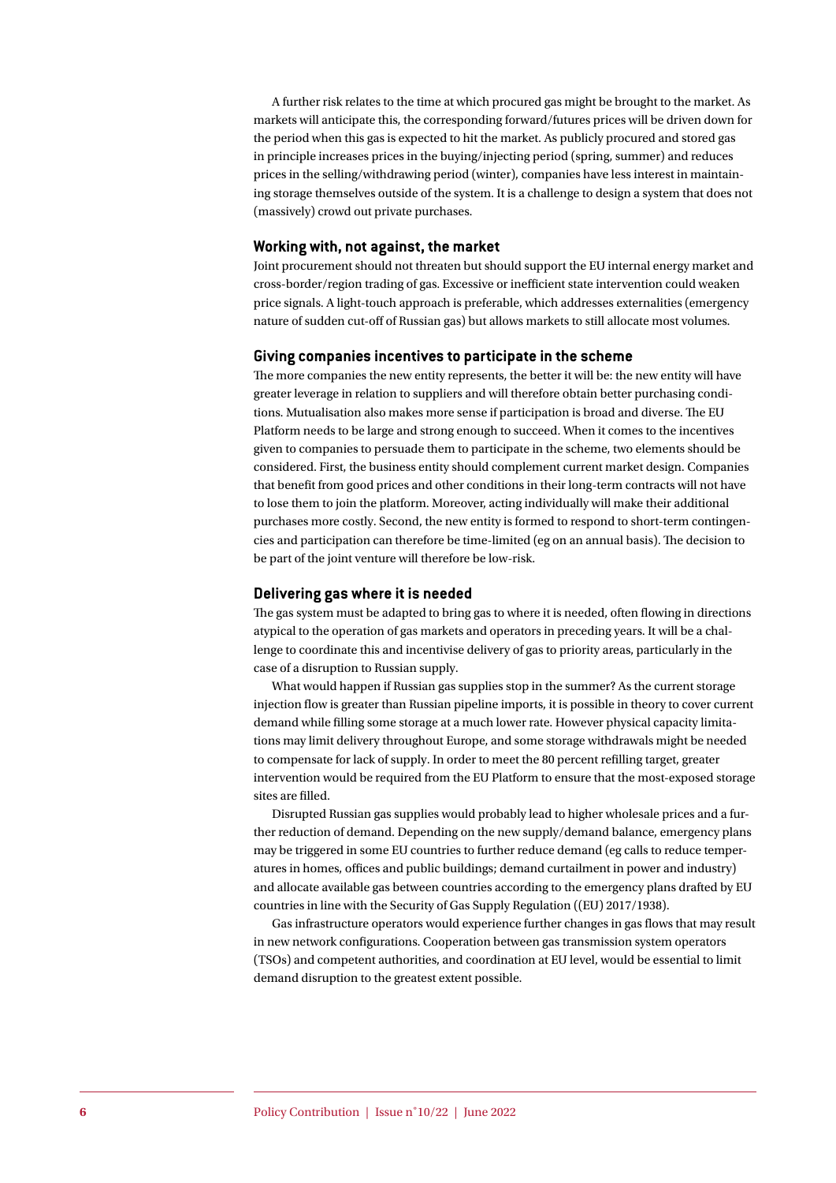A further risk relates to the time at which procured gas might be brought to the market. As markets will anticipate this, the corresponding forward/futures prices will be driven down for the period when this gas is expected to hit the market. As publicly procured and stored gas in principle increases prices in the buying/injecting period (spring, summer) and reduces prices in the selling/withdrawing period (winter), companies have less interest in maintaining storage themselves outside of the system. It is a challenge to design a system that does not (massively) crowd out private purchases.

### Working with, not against, the market

Joint procurement should not threaten but should support the EU internal energy market and cross-border/region trading of gas. Excessive or inefficient state intervention could weaken price signals. A light-touch approach is preferable, which addresses externalities (emergency nature of sudden cut-off of Russian gas) but allows markets to still allocate most volumes.

### Giving companies incentives to participate in the scheme

The more companies the new entity represents, the better it will be: the new entity will have greater leverage in relation to suppliers and will therefore obtain better purchasing conditions. Mutualisation also makes more sense if participation is broad and diverse. The EU Platform needs to be large and strong enough to succeed. When it comes to the incentives given to companies to persuade them to participate in the scheme, two elements should be considered. First, the business entity should complement current market design. Companies that benefit from good prices and other conditions in their long-term contracts will not have to lose them to join the platform. Moreover, acting individually will make their additional purchases more costly. Second, the new entity is formed to respond to short-term contingencies and participation can therefore be time-limited (eg on an annual basis). The decision to be part of the joint venture will therefore be low-risk.

### Delivering gas where it is needed

The gas system must be adapted to bring gas to where it is needed, often flowing in directions atypical to the operation of gas markets and operators in preceding years. It will be a challenge to coordinate this and incentivise delivery of gas to priority areas, particularly in the case of a disruption to Russian supply.

What would happen if Russian gas supplies stop in the summer? As the current storage injection flow is greater than Russian pipeline imports, it is possible in theory to cover current demand while filling some storage at a much lower rate. However physical capacity limitations may limit delivery throughout Europe, and some storage withdrawals might be needed to compensate for lack of supply. In order to meet the 80 percent refilling target, greater intervention would be required from the EU Platform to ensure that the most-exposed storage sites are filled.

Disrupted Russian gas supplies would probably lead to higher wholesale prices and a further reduction of demand. Depending on the new supply/demand balance, emergency plans may be triggered in some EU countries to further reduce demand (eg calls to reduce temperatures in homes, offices and public buildings; demand curtailment in power and industry) and allocate available gas between countries according to the emergency plans drafted by EU countries in line with the Security of Gas Supply Regulation ((EU) 2017/1938).

Gas infrastructure operators would experience further changes in gas flows that may result in new network configurations. Cooperation between gas transmission system operators (TSOs) and competent authorities, and coordination at EU level, would be essential to limit demand disruption to the greatest extent possible.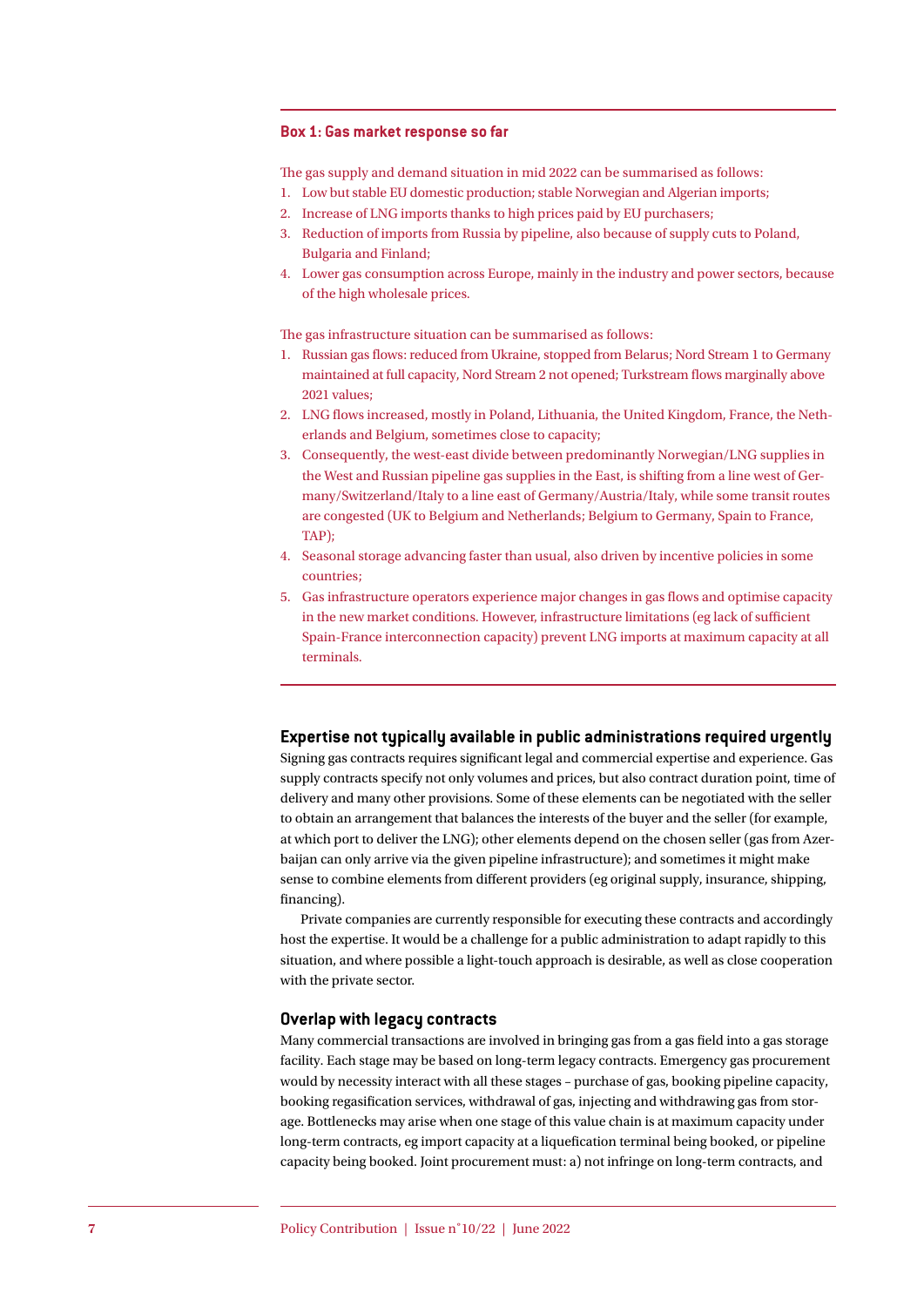**Box 1: Gas market response so far**

The gas supply and demand situation in mid 2022 can be summarised as follows:

1. Low but stable EU domestic production; stable Norwegian and Algerian imports;
2. Increase of LNG imports thanks to high prices paid by EU purchasers;
3. Reduction of imports from Russia by pipeline, also because of supply cuts to Poland, Bulgaria and Finland;
4. Lower gas consumption across Europe, mainly in the industry and power sectors, because of the high wholesale prices.

The gas infrastructure situation can be summarised as follows:

1. Russian gas flows: reduced from Ukraine, stopped from Belarus; Nord Stream 1 to Germany maintained at full capacity, Nord Stream 2 not opened; Turkstream flows marginally above 2021 values;
2. LNG flows increased, mostly in Poland, Lithuania, the United Kingdom, France, the Netherlands and Belgium, sometimes close to capacity;
3. Consequently, the west-east divide between predominantly Norwegian/LNG supplies in the West and Russian pipeline gas supplies in the East, is shifting from a line west of Germany/Switzerland/Italy to a line east of Germany/Austria/Italy, while some transit routes are congested (UK to Belgium and Netherlands; Belgium to Germany, Spain to France, TAP);
4. Seasonal storage advancing faster than usual, also driven by incentive policies in some countries;
5. Gas infrastructure operators experience major changes in gas flows and optimise capacity in the new market conditions. However, infrastructure limitations (eg lack of sufficient Spain-France interconnection capacity) prevent LNG imports at maximum capacity at all terminals.

### Expertise not typically available in public administrations required urgently

Signing gas contracts requires significant legal and commercial expertise and experience. Gas supply contracts specify not only volumes and prices, but also contract duration point, time of delivery and many other provisions. Some of these elements can be negotiated with the seller to obtain an arrangement that balances the interests of the buyer and the seller (for example, at which port to deliver the LNG); other elements depend on the chosen seller (gas from Azerbaijan can only arrive via the given pipeline infrastructure); and sometimes it might make sense to combine elements from different providers (eg original supply, insurance, shipping, financing).

Private companies are currently responsible for executing these contracts and accordingly host the expertise. It would be a challenge for a public administration to adapt rapidly to this situation, and where possible a light-touch approach is desirable, as well as close cooperation with the private sector.

### Overlap with legacy contracts

Many commercial transactions are involved in bringing gas from a gas field into a gas storage facility. Each stage may be based on long-term legacy contracts. Emergency gas procurement would by necessity interact with all these stages – purchase of gas, booking pipeline capacity, booking regasification services, withdrawal of gas, injecting and withdrawing gas from storage. Bottlenecks may arise when one stage of this value chain is at maximum capacity under long-term contracts, eg import capacity at a liquefication terminal being booked, or pipeline capacity being booked. Joint procurement must: a) not infringe on long-term contracts, and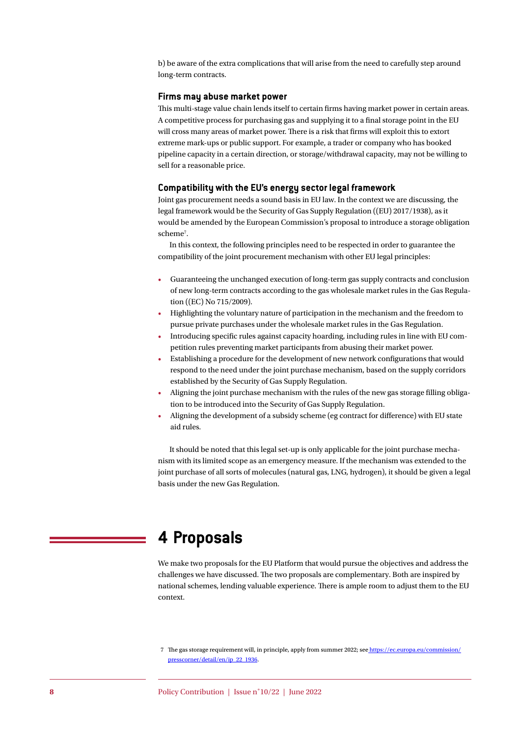b) be aware of the extra complications that will arise from the need to carefully step around long-term contracts.

### Firms may abuse market power

This multi-stage value chain lends itself to certain firms having market power in certain areas. A competitive process for purchasing gas and supplying it to a final storage point in the EU will cross many areas of market power. There is a risk that firms will exploit this to extort extreme mark-ups or public support. For example, a trader or company who has booked pipeline capacity in a certain direction, or storage/withdrawal capacity, may not be willing to sell for a reasonable price.

### Compatibility with the EU's energy sector legal framework

Joint gas procurement needs a sound basis in EU law. In the context we are discussing, the legal framework would be the Security of Gas Supply Regulation ((EU) 2017/1938), as it would be amended by the European Commission's proposal to introduce a storage obligation scheme[7].

In this context, the following principles need to be respected in order to guarantee the compatibility of the joint procurement mechanism with other EU legal principles:

- Guaranteeing the unchanged execution of long-term gas supply contracts and conclusion of new long-term contracts according to the gas wholesale market rules in the Gas Regulation ((EC) No 715/2009).
- Highlighting the voluntary nature of participation in the mechanism and the freedom to pursue private purchases under the wholesale market rules in the Gas Regulation.
- Introducing specific rules against capacity hoarding, including rules in line with EU competition rules preventing market participants from abusing their market power.
- Establishing a procedure for the development of new network configurations that would respond to the need under the joint purchase mechanism, based on the supply corridors established by the Security of Gas Supply Regulation.
- Aligning the joint purchase mechanism with the rules of the new gas storage filling obligation to be introduced into the Security of Gas Supply Regulation.
- Aligning the development of a subsidy scheme (eg contract for difference) with EU state aid rules.

It should be noted that this legal set-up is only applicable for the joint purchase mechanism with its limited scope as an emergency measure. If the mechanism was extended to the joint purchase of all sorts of molecules (natural gas, LNG, hydrogen), it should be given a legal basis under the new Gas Regulation.

# 4 Proposals

We make two proposals for the EU Platform that would pursue the objectives and address the challenges we have discussed. The two proposals are complementary. Both are inspired by national schemes, lending valuable experience. There is ample room to adjust them to the EU context.

7 The gas storage requirement will, in principle, apply from summer 2022; see https://ec.europa.eu/commission/presscorner/detail/en/ip_22_1936.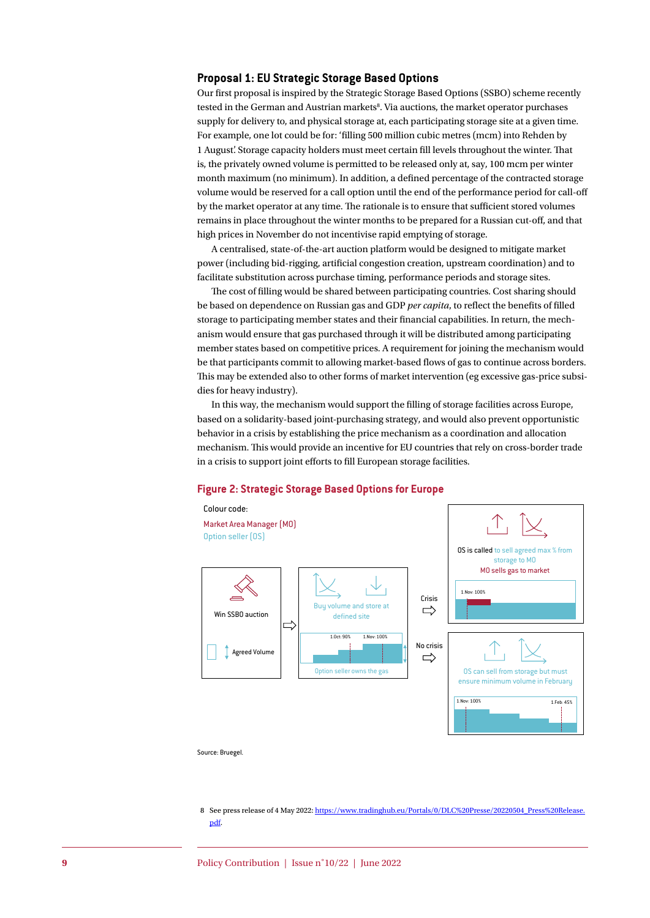### Proposal 1: EU Strategic Storage Based Options

Our first proposal is inspired by the Strategic Storage Based Options (SSBO) scheme recently tested in the German and Austrian markets[8]. Via auctions, the market operator purchases supply for delivery to, and physical storage at, each participating storage site at a given time. For example, one lot could be for: 'filling 500 million cubic metres (mcm) into Rehden by 1 August'. Storage capacity holders must meet certain fill levels throughout the winter. That is, the privately owned volume is permitted to be released only at, say, 100 mcm per winter month maximum (no minimum). In addition, a defined percentage of the contracted storage volume would be reserved for a call option until the end of the performance period for call-off by the market operator at any time. The rationale is to ensure that sufficient stored volumes remains in place throughout the winter months to be prepared for a Russian cut-off, and that high prices in November do not incentivise rapid emptying of storage.

A centralised, state-of-the-art auction platform would be designed to mitigate market power (including bid-rigging, artificial congestion creation, upstream coordination) and to facilitate substitution across purchase timing, performance periods and storage sites.

The cost of filling would be shared between participating countries. Cost sharing should be based on dependence on Russian gas and GDP *per capita*, to reflect the benefits of filled storage to participating member states and their financial capabilities. In return, the mechanism would ensure that gas purchased through it will be distributed among participating member states based on competitive prices. A requirement for joining the mechanism would be that participants commit to allowing market-based flows of gas to continue across borders. This may be extended also to other forms of market intervention (eg excessive gas-price subsidies for heavy industry).

In this way, the mechanism would support the filling of storage facilities across Europe, based on a solidarity-based joint-purchasing strategy, and would also prevent opportunistic behavior in a crisis by establishing the price mechanism as a coordination and allocation mechanism. This would provide an incentive for EU countries that rely on cross-border trade in a crisis to support joint efforts to fill European storage facilities.

**Figure 2: Strategic Storage Based Options for Europe**

Colour code:
Market Area Manager (MO)
Option seller (OS)

Win SSBO auction — Agreed Volume
⇨ Buy volume and store at defined site (1.Oct: 90%, 1.Nov: 100%) — Option seller owns the gas
Crisis ⇨ OS is called to sell agreed max % from storage to MO; MO sells gas to market (1.Nov: 100%)
No crisis ⇨ OS can sell from storage but must ensure minimum volume in February (1.Nov: 100%, 1.Feb: 45%)

Source: Bruegel.

8 See press release of 4 May 2022: https://www.tradinghub.eu/Portals/0/DLC%20Presse/20220504_Press%20Release.pdf.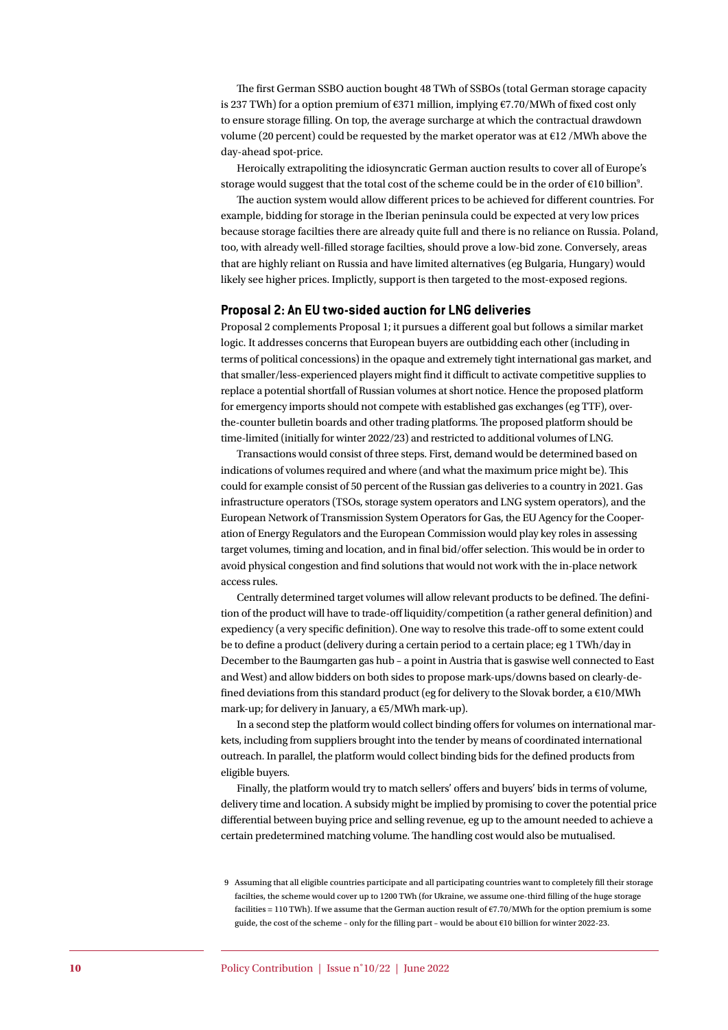The first German SSBO auction bought 48 TWh of SSBOs (total German storage capacity is 237 TWh) for a option premium of €371 million, implying €7.70/MWh of fixed cost only to ensure storage filling. On top, the average surcharge at which the contractual drawdown volume (20 percent) could be requested by the market operator was at €12 /MWh above the day-ahead spot-price.

Heroically extrapoliting the idiosyncratic German auction results to cover all of Europe's storage would suggest that the total cost of the scheme could be in the order of €10 billion[9].

The auction system would allow different prices to be achieved for different countries. For example, bidding for storage in the Iberian peninsula could be expected at very low prices because storage facilties there are already quite full and there is no reliance on Russia. Poland, too, with already well-filled storage facilties, should prove a low-bid zone. Conversely, areas that are highly reliant on Russia and have limited alternatives (eg Bulgaria, Hungary) would likely see higher prices. Implictly, support is then targeted to the most-exposed regions.

### Proposal 2: An EU two-sided auction for LNG deliveries

Proposal 2 complements Proposal 1; it pursues a different goal but follows a similar market logic. It addresses concerns that European buyers are outbidding each other (including in terms of political concessions) in the opaque and extremely tight international gas market, and that smaller/less-experienced players might find it difficult to activate competitive supplies to replace a potential shortfall of Russian volumes at short notice. Hence the proposed platform for emergency imports should not compete with established gas exchanges (eg TTF), over-the-counter bulletin boards and other trading platforms. The proposed platform should be time-limited (initially for winter 2022/23) and restricted to additional volumes of LNG.

Transactions would consist of three steps. First, demand would be determined based on indications of volumes required and where (and what the maximum price might be). This could for example consist of 50 percent of the Russian gas deliveries to a country in 2021. Gas infrastructure operators (TSOs, storage system operators and LNG system operators), and the European Network of Transmission System Operators for Gas, the EU Agency for the Cooperation of Energy Regulators and the European Commission would play key roles in assessing target volumes, timing and location, and in final bid/offer selection. This would be in order to avoid physical congestion and find solutions that would not work with the in-place network access rules.

Centrally determined target volumes will allow relevant products to be defined. The definition of the product will have to trade-off liquidity/competition (a rather general definition) and expediency (a very specific definition). One way to resolve this trade-off to some extent could be to define a product (delivery during a certain period to a certain place; eg 1 TWh/day in December to the Baumgarten gas hub – a point in Austria that is gaswise well connected to East and West) and allow bidders on both sides to propose mark-ups/downs based on clearly-defined deviations from this standard product (eg for delivery to the Slovak border, a €10/MWh mark-up; for delivery in January, a €5/MWh mark-up).

In a second step the platform would collect binding offers for volumes on international markets, including from suppliers brought into the tender by means of coordinated international outreach. In parallel, the platform would collect binding bids for the defined products from eligible buyers.

Finally, the platform would try to match sellers' offers and buyers' bids in terms of volume, delivery time and location. A subsidy might be implied by promising to cover the potential price differential between buying price and selling revenue, eg up to the amount needed to achieve a certain predetermined matching volume. The handling cost would also be mutualised.

9 Assuming that all eligible countries participate and all participating countries want to completely fill their storage facilties, the scheme would cover up to 1200 TWh (for Ukraine, we assume one-third filling of the huge storage facilities = 110 TWh). If we assume that the German auction result of €7.70/MWh for the option premium is some guide, the cost of the scheme – only for the filling part – would be about €10 billion for winter 2022-23.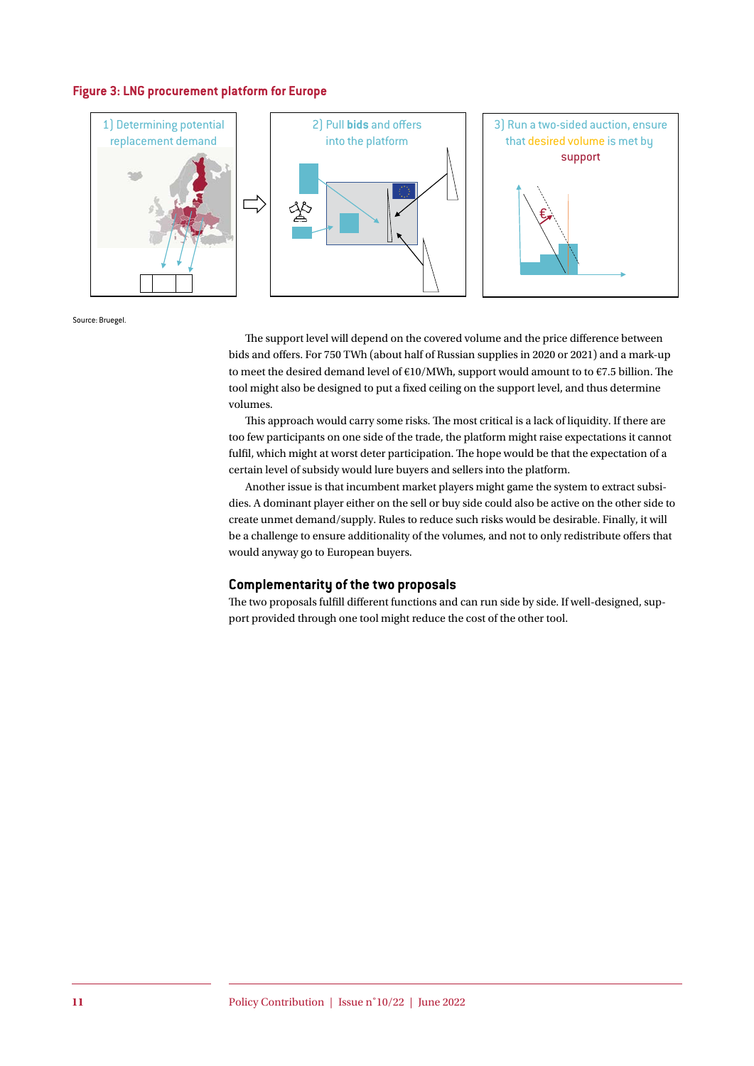**Figure 3: LNG procurement platform for Europe**

1) Determining potential replacement demand

2) Pull **bids** and offers into the platform

3) Run a two-sided auction, ensure that desired volume is met by support

Source: Bruegel.

The support level will depend on the covered volume and the price difference between bids and offers. For 750 TWh (about half of Russian supplies in 2020 or 2021) and a mark-up to meet the desired demand level of €10/MWh, support would amount to to €7.5 billion. The tool might also be designed to put a fixed ceiling on the support level, and thus determine volumes.

This approach would carry some risks. The most critical is a lack of liquidity. If there are too few participants on one side of the trade, the platform might raise expectations it cannot fulfil, which might at worst deter participation. The hope would be that the expectation of a certain level of subsidy would lure buyers and sellers into the platform.

Another issue is that incumbent market players might game the system to extract subsidies. A dominant player either on the sell or buy side could also be active on the other side to create unmet demand/supply. Rules to reduce such risks would be desirable. Finally, it will be a challenge to ensure additionality of the volumes, and not to only redistribute offers that would anyway go to European buyers.

## Complementarity of the two proposals

The two proposals fulfill different functions and can run side by side. If well-designed, support provided through one tool might reduce the cost of the other tool.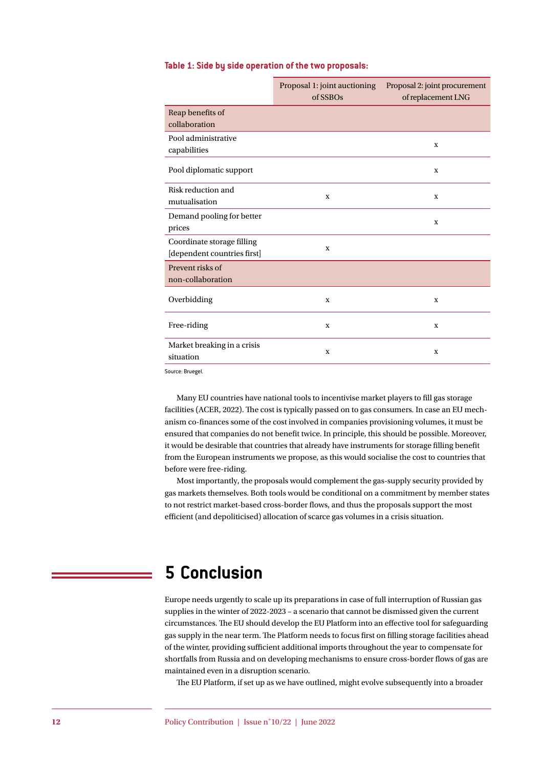**Table 1: Side by side operation of the two proposals:**

| | Proposal 1: joint auctioning of SSBOs | Proposal 2: joint procurement of replacement LNG |
|---|---|---|
| Reap benefits of collaboration | | |
| Pool administrative capabilities | | x |
| Pool diplomatic support | | x |
| Risk reduction and mutualisation | x | x |
| Demand pooling for better prices | | x |
| Coordinate storage filling [dependent countries first] | x | |
| Prevent risks of non-collaboration | | |
| Overbidding | x | x |
| Free-riding | x | x |
| Market breaking in a crisis situation | x | x |

Source: Bruegel.

Many EU countries have national tools to incentivise market players to fill gas storage facilities (ACER, 2022). The cost is typically passed on to gas consumers. In case an EU mechanism co-finances some of the cost involved in companies provisioning volumes, it must be ensured that companies do not benefit twice. In principle, this should be possible. Moreover, it would be desirable that countries that already have instruments for storage filling benefit from the European instruments we propose, as this would socialise the cost to countries that before were free-riding.

Most importantly, the proposals would complement the gas-supply security provided by gas markets themselves. Both tools would be conditional on a commitment by member states to not restrict market-based cross-border flows, and thus the proposals support the most efficient (and depoliticised) allocation of scarce gas volumes in a crisis situation.

# 5 Conclusion

Europe needs urgently to scale up its preparations in case of full interruption of Russian gas supplies in the winter of 2022-2023 – a scenario that cannot be dismissed given the current circumstances. The EU should develop the EU Platform into an effective tool for safeguarding gas supply in the near term. The Platform needs to focus first on filling storage facilities ahead of the winter, providing sufficient additional imports throughout the year to compensate for shortfalls from Russia and on developing mechanisms to ensure cross-border flows of gas are maintained even in a disruption scenario.

The EU Platform, if set up as we have outlined, might evolve subsequently into a broader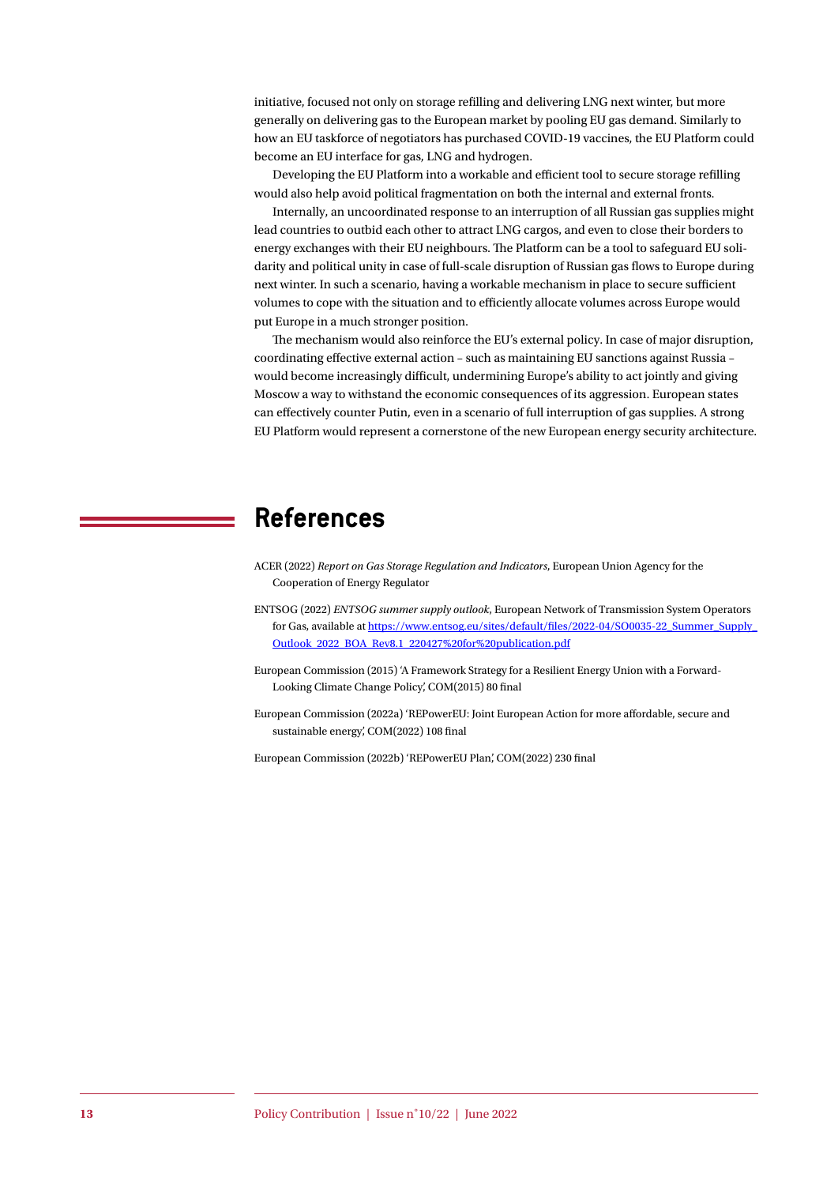initiative, focused not only on storage refilling and delivering LNG next winter, but more generally on delivering gas to the European market by pooling EU gas demand. Similarly to how an EU taskforce of negotiators has purchased COVID-19 vaccines, the EU Platform could become an EU interface for gas, LNG and hydrogen.

Developing the EU Platform into a workable and efficient tool to secure storage refilling would also help avoid political fragmentation on both the internal and external fronts.

Internally, an uncoordinated response to an interruption of all Russian gas supplies might lead countries to outbid each other to attract LNG cargos, and even to close their borders to energy exchanges with their EU neighbours. The Platform can be a tool to safeguard EU solidarity and political unity in case of full-scale disruption of Russian gas flows to Europe during next winter. In such a scenario, having a workable mechanism in place to secure sufficient volumes to cope with the situation and to efficiently allocate volumes across Europe would put Europe in a much stronger position.

The mechanism would also reinforce the EU's external policy. In case of major disruption, coordinating effective external action – such as maintaining EU sanctions against Russia – would become increasingly difficult, undermining Europe's ability to act jointly and giving Moscow a way to withstand the economic consequences of its aggression. European states can effectively counter Putin, even in a scenario of full interruption of gas supplies. A strong EU Platform would represent a cornerstone of the new European energy security architecture.

## References

ACER (2022) *Report on Gas Storage Regulation and Indicators*, European Union Agency for the Cooperation of Energy Regulator

ENTSOG (2022) *ENTSOG summer supply outlook*, European Network of Transmission System Operators for Gas, available at https://www.entsog.eu/sites/default/files/2022-04/SO0035-22_Summer_Supply_Outlook_2022_BOA_Rev8.1_220427%20for%20publication.pdf

European Commission (2015) 'A Framework Strategy for a Resilient Energy Union with a Forward-Looking Climate Change Policy', COM(2015) 80 final

European Commission (2022a) 'REPowerEU: Joint European Action for more affordable, secure and sustainable energy', COM(2022) 108 final

European Commission (2022b) 'REPowerEU Plan', COM(2022) 230 final